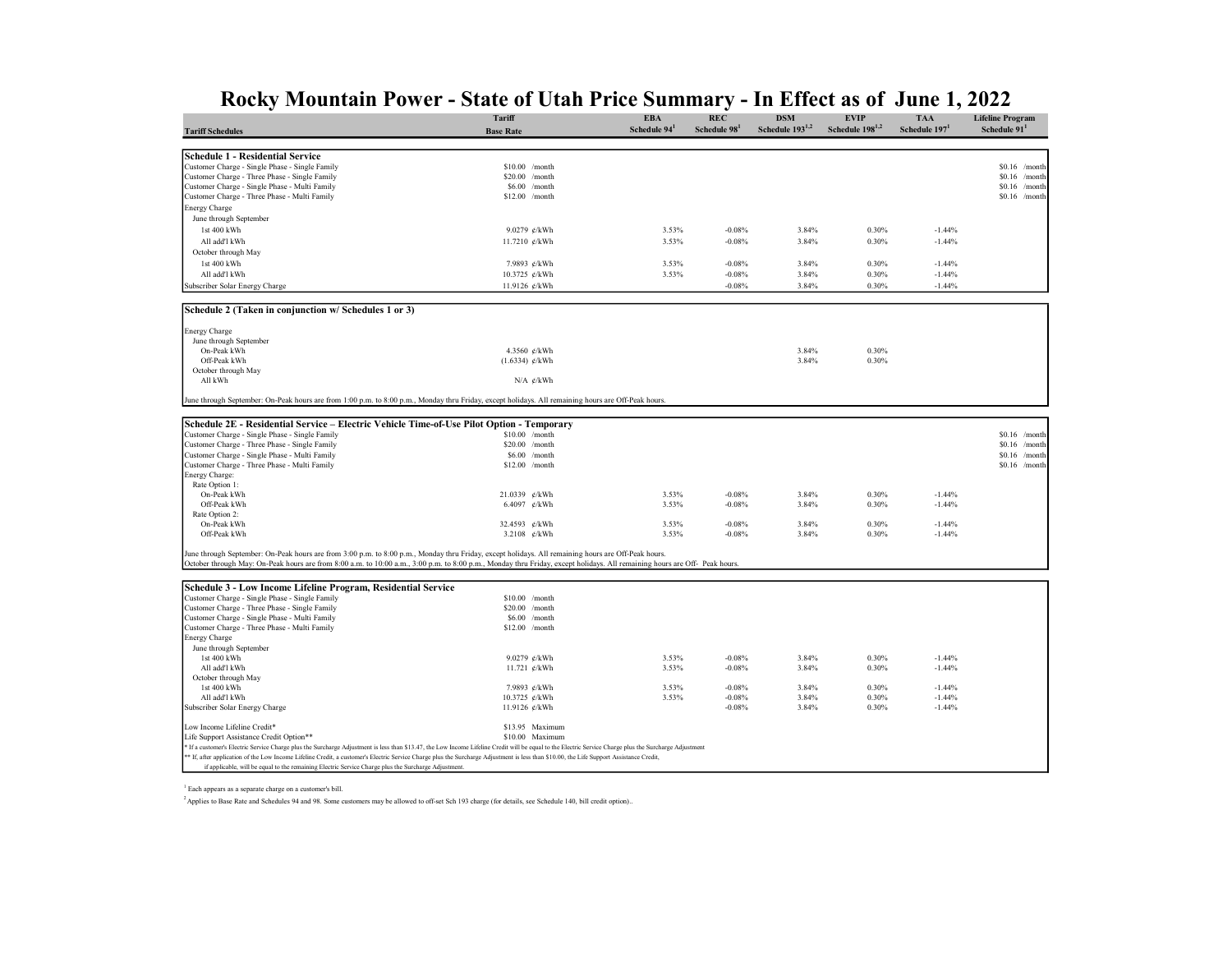# Rocky Mountain Power - State of Utah Price Summary - In Effect as of June 1, 2022

| Tariff Schedules | Tariff Base Rate | EBA Schedule 94[1] | REC Schedule 98[1] | DSM Schedule 193[1,2] | EVIP Schedule 198[1,2] | TAA Schedule 197[1] | Lifeline Program Schedule 91[1] |
|---|---|---|---|---|---|---|---|
| **Schedule 1 - Residential Service** | | | | | | | |
| Customer Charge - Single Phase - Single Family | $10.00 /month | | | | | | $0.16 /month |
| Customer Charge - Three Phase - Single Family | $20.00 /month | | | | | | $0.16 /month |
| Customer Charge - Single Phase - Multi Family | $6.00 /month | | | | | | $0.16 /month |
| Customer Charge - Three Phase - Multi Family | $12.00 /month | | | | | | $0.16 /month |
| Energy Charge | | | | | | | |
| June through September | | | | | | | |
| 1st 400 kWh | 9.0279 ¢/kWh | 3.53% | -0.08% | 3.84% | 0.30% | -1.44% | |
| All add'l kWh | 11.7210 ¢/kWh | 3.53% | -0.08% | 3.84% | 0.30% | -1.44% | |
| October through May | | | | | | | |
| 1st 400 kWh | 7.9893 ¢/kWh | 3.53% | -0.08% | 3.84% | 0.30% | -1.44% | |
| All add'l kWh | 10.3725 ¢/kWh | 3.53% | -0.08% | 3.84% | 0.30% | -1.44% | |
| Subscriber Solar Energy Charge | 11.9126 ¢/kWh | | -0.08% | 3.84% | 0.30% | -1.44% | |
| | | | | | | | |
| **Schedule 2 (Taken in conjunction w/ Schedules 1 or 3)** | | | | | | | |
| Energy Charge | | | | | | | |
| June through September | | | | | | | |
| On-Peak kWh | 4.3560 ¢/kWh | | | 3.84% | 0.30% | | |
| Off-Peak kWh | (1.6334) ¢/kWh | | | 3.84% | 0.30% | | |
| October through May | | | | | | | |
| All kWh | N/A ¢/kWh | | | | | | |
| June through September: On-Peak hours are from 1:00 p.m. to 8:00 p.m., Monday thru Friday, except holidays. All remaining hours are Off-Peak hours. | | | | | | | |
| | | | | | | | |
| **Schedule 2E - Residential Service – Electric Vehicle Time-of-Use Pilot Option - Temporary** | | | | | | | |
| Customer Charge - Single Phase - Single Family | $10.00 /month | | | | | | $0.16 /month |
| Customer Charge - Three Phase - Single Family | $20.00 /month | | | | | | $0.16 /month |
| Customer Charge - Single Phase - Multi Family | $6.00 /month | | | | | | $0.16 /month |
| Customer Charge - Three Phase - Multi Family | $12.00 /month | | | | | | $0.16 /month |
| Energy Charge: | | | | | | | |
| Rate Option 1: | | | | | | | |
| On-Peak kWh | 21.0339 ¢/kWh | 3.53% | -0.08% | 3.84% | 0.30% | -1.44% | |
| Off-Peak kWh | 6.4097 ¢/kWh | 3.53% | -0.08% | 3.84% | 0.30% | -1.44% | |
| Rate Option 2: | | | | | | | |
| On-Peak kWh | 32.4593 ¢/kWh | 3.53% | -0.08% | 3.84% | 0.30% | -1.44% | |
| Off-Peak kWh | 3.2108 ¢/kWh | 3.53% | -0.08% | 3.84% | 0.30% | -1.44% | |
| June through September: On-Peak hours are from 3:00 p.m. to 8:00 p.m., Monday thru Friday, except holidays. All remaining hours are Off-Peak hours. | | | | | | | |
| October through May: On-Peak hours are from 8:00 a.m. to 10:00 a.m., 3:00 p.m. to 8:00 p.m., Monday thru Friday, except holidays. All remaining hours are Off- Peak hours. | | | | | | | |
| | | | | | | | |
| **Schedule 3 - Low Income Lifeline Program, Residential Service** | | | | | | | |
| Customer Charge - Single Phase - Single Family | $10.00 /month | | | | | | |
| Customer Charge - Three Phase - Single Family | $20.00 /month | | | | | | |
| Customer Charge - Single Phase - Multi Family | $6.00 /month | | | | | | |
| Customer Charge - Three Phase - Multi Family | $12.00 /month | | | | | | |
| Energy Charge | | | | | | | |
| June through September | | | | | | | |
| 1st 400 kWh | 9.0279 ¢/kWh | 3.53% | -0.08% | 3.84% | 0.30% | -1.44% | |
| All add'l kWh | 11.721 ¢/kWh | 3.53% | -0.08% | 3.84% | 0.30% | -1.44% | |
| October through May | | | | | | | |
| 1st 400 kWh | 7.9893 ¢/kWh | 3.53% | -0.08% | 3.84% | 0.30% | -1.44% | |
| All add'l kWh | 10.3725 ¢/kWh | 3.53% | -0.08% | 3.84% | 0.30% | -1.44% | |
| Subscriber Solar Energy Charge | 11.9126 ¢/kWh | | -0.08% | 3.84% | 0.30% | -1.44% | |
| Low Income Lifeline Credit* | $13.95 Maximum | | | | | | |
| Life Support Assistance Credit Option** | $10.00 Maximum | | | | | | |

\* If a customer's Electric Service Charge plus the Surcharge Adjustment is less than $13.47, the Low Income Lifeline Credit will be equal to the Electric Service Charge plus the Surcharge Adjustment

** If, after application of the Low Income Lifeline Credit, a customer's Electric Service Charge plus the Surcharge Adjustment is less than $10.00, the Life Support Assistance Credit, if applicable, will be equal to the remaining Electric Service Charge plus the Surcharge Adjustment.

[1] Each appears as a separate charge on a customer's bill.

[2] Applies to Base Rate and Schedules 94 and 98. Some customers may be allowed to off-set Sch 193 charge (for details, see Schedule 140, bill credit option)..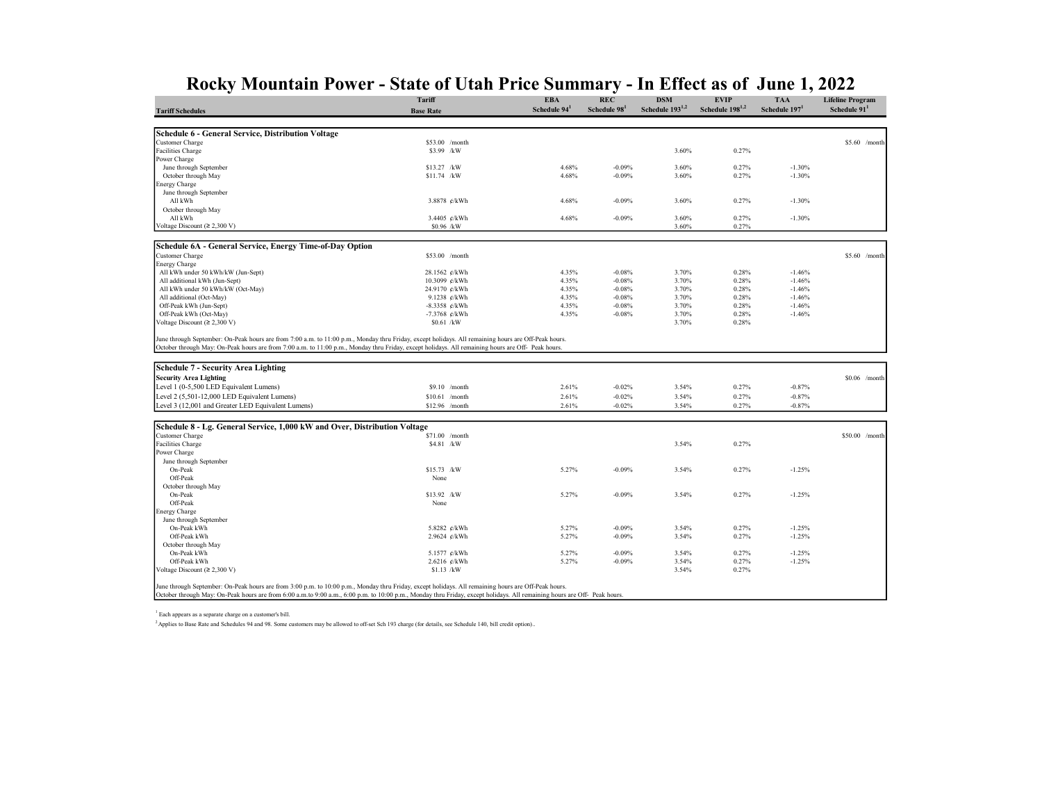# Rocky Mountain Power - State of Utah Price Summary - In Effect as of June 1, 2022

| Tariff Schedules | Tariff Base Rate | EBA Schedule 94[1] | REC Schedule 98[1] | DSM Schedule 193[1,2] | EVIP Schedule 198[1,2] | TAA Schedule 197[1] | Lifeline Program Schedule 91[1] |
|---|---|---|---|---|---|---|---|
| **Schedule 6 - General Service, Distribution Voltage** | | | | | | | |
| Customer Charge | $53.00 /month | | | | | | $5.60 /month |
| Facilities Charge | $3.99 /kW | | | 3.60% | 0.27% | | |
| Power Charge | | | | | | | |
| June through September | $13.27 /kW | 4.68% | -0.09% | 3.60% | 0.27% | -1.30% | |
| October through May | $11.74 /kW | 4.68% | -0.09% | 3.60% | 0.27% | -1.30% | |
| Energy Charge | | | | | | | |
| June through September | | | | | | | |
| All kWh | 3.8878 ¢/kWh | 4.68% | -0.09% | 3.60% | 0.27% | -1.30% | |
| October through May | | | | | | | |
| All kWh | 3.4405 ¢/kWh | 4.68% | -0.09% | 3.60% | 0.27% | -1.30% | |
| Voltage Discount (≥ 2,300 V) | $0.96 /kW | | | 3.60% | 0.27% | | |
| **Schedule 6A - General Service, Energy Time-of-Day Option** | | | | | | | |
| Customer Charge | $53.00 /month | | | | | | $5.60 /month |
| Energy Charge | | | | | | | |
| All kWh under 50 kWh/kW (Jun-Sept) | 28.1562 ¢/kWh | 4.35% | -0.08% | 3.70% | 0.28% | -1.46% | |
| All additional kWh (Jun-Sept) | 10.3099 ¢/kWh | 4.35% | -0.08% | 3.70% | 0.28% | -1.46% | |
| All kWh under 50 kWh/kW (Oct-May) | 24.9170 ¢/kWh | 4.35% | -0.08% | 3.70% | 0.28% | -1.46% | |
| All additional (Oct-May) | 9.1238 ¢/kWh | 4.35% | -0.08% | 3.70% | 0.28% | -1.46% | |
| Off-Peak kWh (Jun-Sept) | -8.3358 ¢/kWh | 4.35% | -0.08% | 3.70% | 0.28% | -1.46% | |
| Off-Peak kWh (Oct-May) | -7.3768 ¢/kWh | 4.35% | -0.08% | 3.70% | 0.28% | -1.46% | |
| Voltage Discount (≥ 2,300 V) | $0.61 /kW | | | 3.70% | 0.28% | | |

June through September: On-Peak hours are from 7:00 a.m. to 11:00 p.m., Monday thru Friday, except holidays. All remaining hours are Off-Peak hours.
October through May: On-Peak hours are from 7:00 a.m. to 11:00 p.m., Monday thru Friday, except holidays. All remaining hours are Off- Peak hours.

| Tariff Schedules | Tariff Base Rate | EBA Schedule 94[1] | REC Schedule 98[1] | DSM Schedule 193[1,2] | EVIP Schedule 198[1,2] | TAA Schedule 197[1] | Lifeline Program Schedule 91[1] |
|---|---|---|---|---|---|---|---|
| **Schedule 7 - Security Area Lighting** | | | | | | | |
| **Security Area Lighting** | | | | | | | $0.06 /month |
| Level 1 (0-5,500 LED Equivalent Lumens) | $9.10 /month | 2.61% | -0.02% | 3.54% | 0.27% | -0.87% | |
| Level 2 (5,501-12,000 LED Equivalent Lumens) | $10.61 /month | 2.61% | -0.02% | 3.54% | 0.27% | -0.87% | |
| Level 3 (12,001 and Greater LED Equivalent Lumens) | $12.96 /month | 2.61% | -0.02% | 3.54% | 0.27% | -0.87% | |
| **Schedule 8 - Lg. General Service, 1,000 kW and Over, Distribution Voltage** | | | | | | | |
| Customer Charge | $71.00 /month | | | | | | $50.00 /month |
| Facilities Charge | $4.81 /kW | | | 3.54% | 0.27% | | |
| Power Charge | | | | | | | |
| June through September | | | | | | | |
| On-Peak | $15.73 /kW | 5.27% | -0.09% | 3.54% | 0.27% | -1.25% | |
| Off-Peak | None | | | | | | |
| October through May | | | | | | | |
| On-Peak | $13.92 /kW | 5.27% | -0.09% | 3.54% | 0.27% | -1.25% | |
| Off-Peak | None | | | | | | |
| Energy Charge | | | | | | | |
| June through September | | | | | | | |
| On-Peak kWh | 5.8282 ¢/kWh | 5.27% | -0.09% | 3.54% | 0.27% | -1.25% | |
| Off-Peak kWh | 2.9624 ¢/kWh | 5.27% | -0.09% | 3.54% | 0.27% | -1.25% | |
| October through May | | | | | | | |
| On-Peak kWh | 5.1577 ¢/kWh | 5.27% | -0.09% | 3.54% | 0.27% | -1.25% | |
| Off-Peak kWh | 2.6216 ¢/kWh | 5.27% | -0.09% | 3.54% | 0.27% | -1.25% | |
| Voltage Discount (≥ 2,300 V) | $1.13 /kW | | | 3.54% | 0.27% | | |

June through September: On-Peak hours are from 3:00 p.m. to 10:00 p.m., Monday thru Friday, except holidays. All remaining hours are Off-Peak hours.
October through May: On-Peak hours are from 6:00 a.m.to 9:00 a.m., 6:00 p.m. to 10:00 p.m., Monday thru Friday, except holidays. All remaining hours are Off- Peak hours.

[1] Each appears as a separate charge on a customer's bill.

[2] Applies to Base Rate and Schedules 94 and 98. Some customers may be allowed to off-set Sch 193 charge (for details, see Schedule 140, bill credit option)..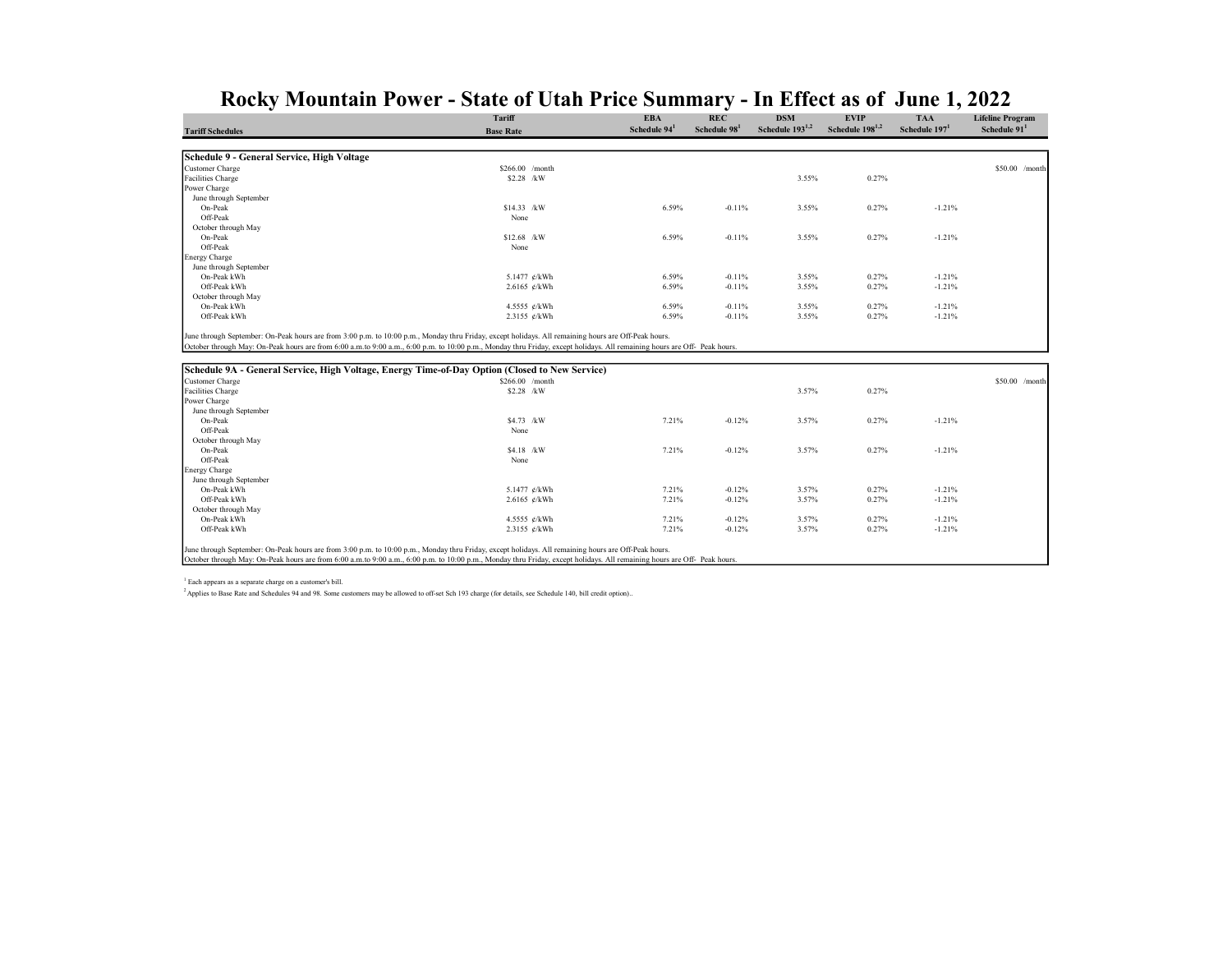# Rocky Mountain Power - State of Utah Price Summary - In Effect as of June 1, 2022

| Tariff Schedules | Tariff Base Rate | EBA Schedule 94[1] | REC Schedule 98[1] | DSM Schedule 193[1,2] | EVIP Schedule 198[1,2] | TAA Schedule 197[1] | Lifeline Program Schedule 91[1] |
|---|---|---|---|---|---|---|---|
| **Schedule 9 - General Service, High Voltage** | | | | | | | |
| Customer Charge | $266.00 /month | | | | | | $50.00 /month |
| Facilities Charge | $2.28 /kW | | | 3.55% | 0.27% | | |
| Power Charge | | | | | | | |
| June through September | | | | | | | |
| On-Peak | $14.33 /kW | 6.59% | -0.11% | 3.55% | 0.27% | -1.21% | |
| Off-Peak | None | | | | | | |
| October through May | | | | | | | |
| On-Peak | $12.68 /kW | 6.59% | -0.11% | 3.55% | 0.27% | -1.21% | |
| Off-Peak | None | | | | | | |
| Energy Charge | | | | | | | |
| June through September | | | | | | | |
| On-Peak kWh | 5.1477 ¢/kWh | 6.59% | -0.11% | 3.55% | 0.27% | -1.21% | |
| Off-Peak kWh | 2.6165 ¢/kWh | 6.59% | -0.11% | 3.55% | 0.27% | -1.21% | |
| October through May | | | | | | | |
| On-Peak kWh | 4.5555 ¢/kWh | 6.59% | -0.11% | 3.55% | 0.27% | -1.21% | |
| Off-Peak kWh | 2.3155 ¢/kWh | 6.59% | -0.11% | 3.55% | 0.27% | -1.21% | |

June through September: On-Peak hours are from 3:00 p.m. to 10:00 p.m., Monday thru Friday, except holidays. All remaining hours are Off-Peak hours.
October through May: On-Peak hours are from 6:00 a.m.to 9:00 a.m., 6:00 p.m. to 10:00 p.m., Monday thru Friday, except holidays. All remaining hours are Off- Peak hours.

| Tariff Schedules | Tariff Base Rate | EBA Schedule 94[1] | REC Schedule 98[1] | DSM Schedule 193[1,2] | EVIP Schedule 198[1,2] | TAA Schedule 197[1] | Lifeline Program Schedule 91[1] |
|---|---|---|---|---|---|---|---|
| **Schedule 9A - General Service, High Voltage, Energy Time-of-Day Option (Closed to New Service)** | | | | | | | |
| Customer Charge | $266.00 /month | | | | | | $50.00 /month |
| Facilities Charge | $2.28 /kW | | | 3.57% | 0.27% | | |
| Power Charge | | | | | | | |
| June through September | | | | | | | |
| On-Peak | $4.73 /kW | 7.21% | -0.12% | 3.57% | 0.27% | -1.21% | |
| Off-Peak | None | | | | | | |
| October through May | | | | | | | |
| On-Peak | $4.18 /kW | 7.21% | -0.12% | 3.57% | 0.27% | -1.21% | |
| Off-Peak | None | | | | | | |
| Energy Charge | | | | | | | |
| June through September | | | | | | | |
| On-Peak kWh | 5.1477 ¢/kWh | 7.21% | -0.12% | 3.57% | 0.27% | -1.21% | |
| Off-Peak kWh | 2.6165 ¢/kWh | 7.21% | -0.12% | 3.57% | 0.27% | -1.21% | |
| October through May | | | | | | | |
| On-Peak kWh | 4.5555 ¢/kWh | 7.21% | -0.12% | 3.57% | 0.27% | -1.21% | |
| Off-Peak kWh | 2.3155 ¢/kWh | 7.21% | -0.12% | 3.57% | 0.27% | -1.21% | |

June through September: On-Peak hours are from 3:00 p.m. to 10:00 p.m., Monday thru Friday, except holidays. All remaining hours are Off-Peak hours.
October through May: On-Peak hours are from 6:00 a.m.to 9:00 a.m., 6:00 p.m. to 10:00 p.m., Monday thru Friday, except holidays. All remaining hours are Off- Peak hours.

[1] Each appears as a separate charge on a customer's bill.

[2] Applies to Base Rate and Schedules 94 and 98. Some customers may be allowed to off-set Sch 193 charge (for details, see Schedule 140, bill credit option)..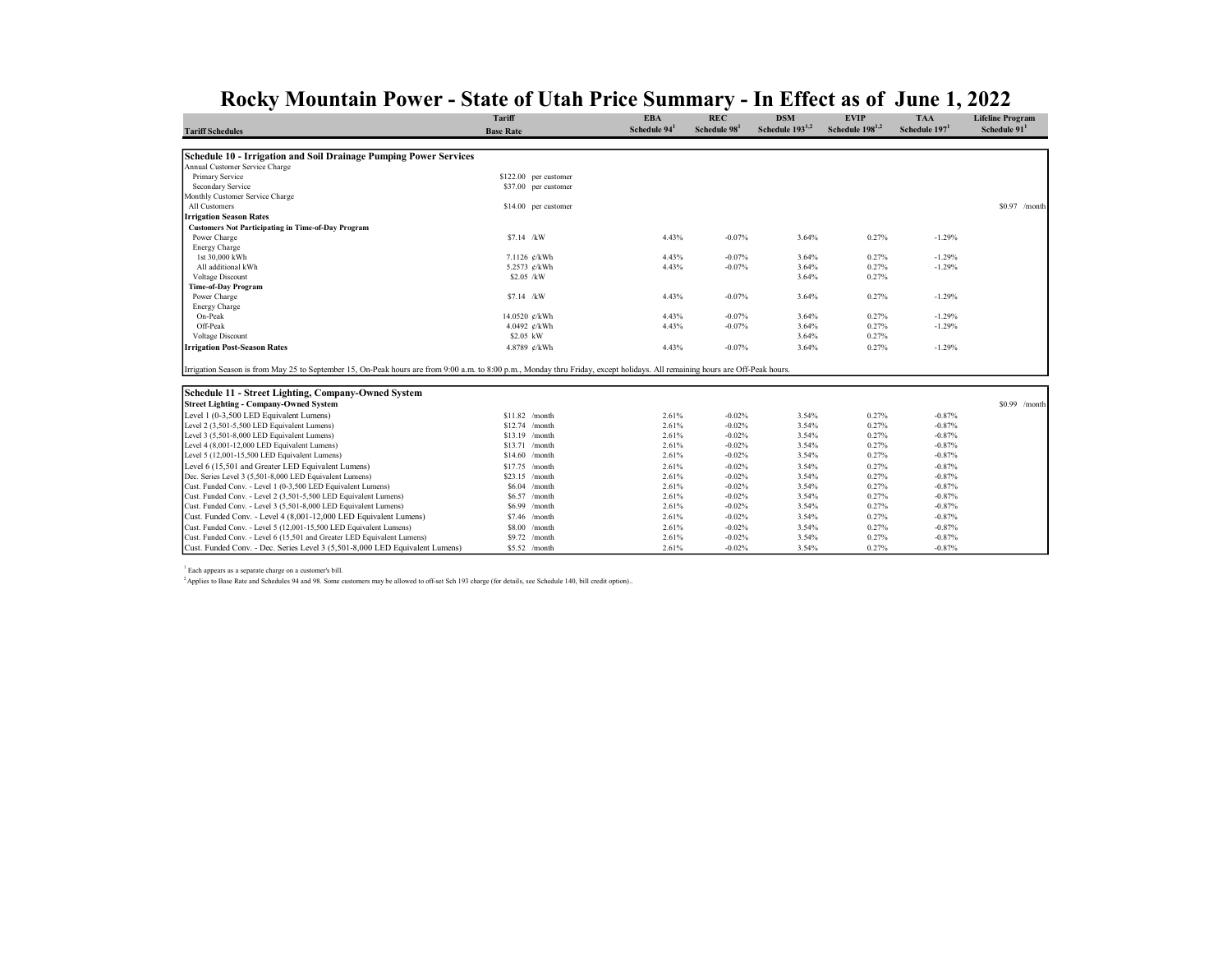# Rocky Mountain Power - State of Utah Price Summary - In Effect as of June 1, 2022

| Tariff Schedules | Tariff Base Rate | | EBA Schedule 94[1] | REC Schedule 98[1] | DSM Schedule 193[1,2] | EVIP Schedule 198[1,2] | TAA Schedule 197[1] | Lifeline Program Schedule 91[1] |
|---|---|---|---|---|---|---|---|---|
| **Schedule 10 - Irrigation and Soil Drainage Pumping Power Services** | | | | | | | | |
| Annual Customer Service Charge | | | | | | | | |
| Primary Service | $122.00 | per customer | | | | | | |
| Secondary Service | $37.00 | per customer | | | | | | |
| Monthly Customer Service Charge | | | | | | | | |
| All Customers | $14.00 | per customer | | | | | | $0.97 /month |
| **Irrigation Season Rates** | | | | | | | | |
| **Customers Not Participating in Time-of-Day Program** | | | | | | | | |
| Power Charge | $7.14 | /kW | 4.43% | -0.07% | 3.64% | 0.27% | -1.29% | |
| Energy Charge | | | | | | | | |
| 1st 30,000 kWh | 7.1126 | ¢/kWh | 4.43% | -0.07% | 3.64% | 0.27% | -1.29% | |
| All additional kWh | 5.2573 | ¢/kWh | 4.43% | -0.07% | 3.64% | 0.27% | -1.29% | |
| Voltage Discount | $2.05 | /kW | | | 3.64% | 0.27% | | |
| **Time-of-Day Program** | | | | | | | | |
| Power Charge | $7.14 | /kW | 4.43% | -0.07% | 3.64% | 0.27% | -1.29% | |
| Energy Charge | | | | | | | | |
| On-Peak | 14.0520 | ¢/kWh | 4.43% | -0.07% | 3.64% | 0.27% | -1.29% | |
| Off-Peak | 4.0492 | ¢/kWh | 4.43% | -0.07% | 3.64% | 0.27% | -1.29% | |
| Voltage Discount | $2.05 | kW | | | 3.64% | 0.27% | | |
| **Irrigation Post-Season Rates** | 4.8789 | ¢/kWh | 4.43% | -0.07% | 3.64% | 0.27% | -1.29% | |

Irrigation Season is from May 25 to September 15, On-Peak hours are from 9:00 a.m. to 8:00 p.m., Monday thru Friday, except holidays. All remaining hours are Off-Peak hours.

| Tariff Schedules | Tariff Base Rate | | EBA Schedule 94[1] | REC Schedule 98[1] | DSM Schedule 193[1,2] | EVIP Schedule 198[1,2] | TAA Schedule 197[1] | Lifeline Program Schedule 91[1] |
|---|---|---|---|---|---|---|---|---|
| **Schedule 11 - Street Lighting, Company-Owned System** | | | | | | | | |
| **Street Lighting - Company-Owned System** | | | | | | | | $0.99 /month |
| Level 1 (0-3,500 LED Equivalent Lumens) | $11.82 | /month | 2.61% | -0.02% | 3.54% | 0.27% | -0.87% | |
| Level 2 (3,501-5,500 LED Equivalent Lumens) | $12.74 | /month | 2.61% | -0.02% | 3.54% | 0.27% | -0.87% | |
| Level 3 (5,501-8,000 LED Equivalent Lumens) | $13.19 | /month | 2.61% | -0.02% | 3.54% | 0.27% | -0.87% | |
| Level 4 (8,001-12,000 LED Equivalent Lumens) | $13.71 | /month | 2.61% | -0.02% | 3.54% | 0.27% | -0.87% | |
| Level 5 (12,001-15,500 LED Equivalent Lumens) | $14.60 | /month | 2.61% | -0.02% | 3.54% | 0.27% | -0.87% | |
| Level 6 (15,501 and Greater LED Equivalent Lumens) | $17.75 | /month | 2.61% | -0.02% | 3.54% | 0.27% | -0.87% | |
| Dec. Series Level 3 (5,501-8,000 LED Equivalent Lumens) | $23.15 | /month | 2.61% | -0.02% | 3.54% | 0.27% | -0.87% | |
| Cust. Funded Conv. - Level 1 (0-3,500 LED Equivalent Lumens) | $6.04 | /month | 2.61% | -0.02% | 3.54% | 0.27% | -0.87% | |
| Cust. Funded Conv. - Level 2 (3,501-5,500 LED Equivalent Lumens) | $6.57 | /month | 2.61% | -0.02% | 3.54% | 0.27% | -0.87% | |
| Cust. Funded Conv. - Level 3 (5,501-8,000 LED Equivalent Lumens) | $6.99 | /month | 2.61% | -0.02% | 3.54% | 0.27% | -0.87% | |
| Cust. Funded Conv. - Level 4 (8,001-12,000 LED Equivalent Lumens) | $7.46 | /month | 2.61% | -0.02% | 3.54% | 0.27% | -0.87% | |
| Cust. Funded Conv. - Level 5 (12,001-15,500 LED Equivalent Lumens) | $8.00 | /month | 2.61% | -0.02% | 3.54% | 0.27% | -0.87% | |
| Cust. Funded Conv. - Level 6 (15,501 and Greater LED Equivalent Lumens) | $9.72 | /month | 2.61% | -0.02% | 3.54% | 0.27% | -0.87% | |
| Cust. Funded Conv. - Dec. Series Level 3 (5,501-8,000 LED Equivalent Lumens) | $5.52 | /month | 2.61% | -0.02% | 3.54% | 0.27% | -0.87% | |

[1] Each appears as a separate charge on a customer's bill.

[2] Applies to Base Rate and Schedules 94 and 98. Some customers may be allowed to off-set Sch 193 charge (for details, see Schedule 140, bill credit option)..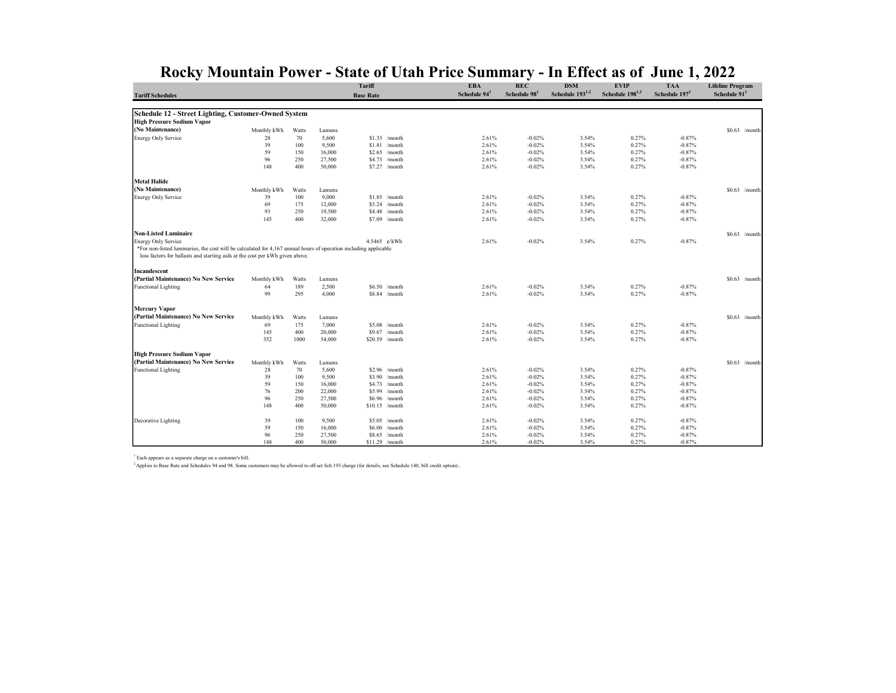# Rocky Mountain Power - State of Utah Price Summary - In Effect as of June 1, 2022

| Tariff Schedules | | | | Tariff Base Rate | EBA Schedule 94[1] | REC Schedule 98[1] | DSM Schedule 193[1,2] | EVIP Schedule 198[1,2] | TAA Schedule 197[1] | Lifeline Program Schedule 91[1] |
|---|---|---|---|---|---|---|---|---|---|---|
| **Schedule 12 - Street Lighting, Customer-Owned System** | | | | | | | | | | |
| **High Pressure Sodium Vapor** | | | | | | | | | | |
| **(No Maintenance)** | Monthly kWh | Watts | Lumens | | | | | | | $0.63 /month |
| Energy Only Service | 28 | 70 | 5,600 | $1.33 /month | 2.61% | -0.02% | 3.54% | 0.27% | -0.87% | |
| | 39 | 100 | 9,500 | $1.81 /month | 2.61% | -0.02% | 3.54% | 0.27% | -0.87% | |
| | 59 | 150 | 16,000 | $2.65 /month | 2.61% | -0.02% | 3.54% | 0.27% | -0.87% | |
| | 96 | 250 | 27,500 | $4.73 /month | 2.61% | -0.02% | 3.54% | 0.27% | -0.87% | |
| | 148 | 400 | 50,000 | $7.27 /month | 2.61% | -0.02% | 3.54% | 0.27% | -0.87% | |
| **Metal Halide** | | | | | | | | | | |
| **(No Maintenance)** | Monthly kWh | Watts | Lumens | | | | | | | $0.63 /month |
| Energy Only Service | 39 | 100 | 9,000 | $1.85 /month | 2.61% | -0.02% | 3.54% | 0.27% | -0.87% | |
| | 69 | 175 | 12,000 | $3.24 /month | 2.61% | -0.02% | 3.54% | 0.27% | -0.87% | |
| | 93 | 250 | 19,500 | $4.48 /month | 2.61% | -0.02% | 3.54% | 0.27% | -0.87% | |
| | 145 | 400 | 32,000 | $7.09 /month | 2.61% | -0.02% | 3.54% | 0.27% | -0.87% | |
| **Non-Listed Luminaire** | | | | | | | | | | $0.63 /month |
| Energy Only Service | | | | 4.5465 ¢/kWh | 2.61% | -0.02% | 3.54% | 0.27% | -0.87% | |
| *For non-listed luminaries, the cost will be calculated for 4,167 annual hours of operation including applicable loss factors for ballasts and starting aids at the cost per kWh given above. | | | | | | | | | | |
| **Incandescent** | | | | | | | | | | |
| **(Partial Maintenance) No New Service** | Monthly kWh | Watts | Lumens | | | | | | | $0.63 /month |
| Functional Lighting | 64 | 189 | 2,500 | $6.50 /month | 2.61% | -0.02% | 3.54% | 0.27% | -0.87% | |
| | 99 | 295 | 4,000 | $8.84 /month | 2.61% | -0.02% | 3.54% | 0.27% | -0.87% | |
| **Mercury Vapor** | | | | | | | | | | |
| **(Partial Maintenance) No New Service** | Monthly kWh | Watts | Lumens | | | | | | | $0.63 /month |
| Functional Lighting | 69 | 175 | 7,000 | $5.08 /month | 2.61% | -0.02% | 3.54% | 0.27% | -0.87% | |
| | 145 | 400 | 20,000 | $9.67 /month | 2.61% | -0.02% | 3.54% | 0.27% | -0.87% | |
| | 352 | 1000 | 54,000 | $20.59 /month | 2.61% | -0.02% | 3.54% | 0.27% | -0.87% | |
| **High Pressure Sodium Vapor** | | | | | | | | | | |
| **(Partial Maintenance) No New Service** | Monthly kWh | Watts | Lumens | | | | | | | $0.63 /month |
| Functional Lighting | 28 | 70 | 5,600 | $2.96 /month | 2.61% | -0.02% | 3.54% | 0.27% | -0.87% | |
| | 39 | 100 | 9,500 | $3.90 /month | 2.61% | -0.02% | 3.54% | 0.27% | -0.87% | |
| | 59 | 150 | 16,000 | $4.73 /month | 2.61% | -0.02% | 3.54% | 0.27% | -0.87% | |
| | 76 | 200 | 22,000 | $5.99 /month | 2.61% | -0.02% | 3.54% | 0.27% | -0.87% | |
| | 96 | 250 | 27,500 | $6.96 /month | 2.61% | -0.02% | 3.54% | 0.27% | -0.87% | |
| | 148 | 400 | 50,000 | $10.15 /month | 2.61% | -0.02% | 3.54% | 0.27% | -0.87% | |
| Decorative Lighting | 39 | 100 | 9,500 | $5.05 /month | 2.61% | -0.02% | 3.54% | 0.27% | -0.87% | |
| | 59 | 150 | 16,000 | $6.00 /month | 2.61% | -0.02% | 3.54% | 0.27% | -0.87% | |
| | 96 | 250 | 27,500 | $8.65 /month | 2.61% | -0.02% | 3.54% | 0.27% | -0.87% | |
| | 148 | 400 | 50,000 | $11.29 /month | 2.61% | -0.02% | 3.54% | 0.27% | -0.87% | |

[1] Each appears as a separate charge on a customer's bill.

[2] Applies to Base Rate and Schedules 94 and 98. Some customers may be allowed to off-set Sch 193 charge (for details, see Schedule 140, bill credit option)..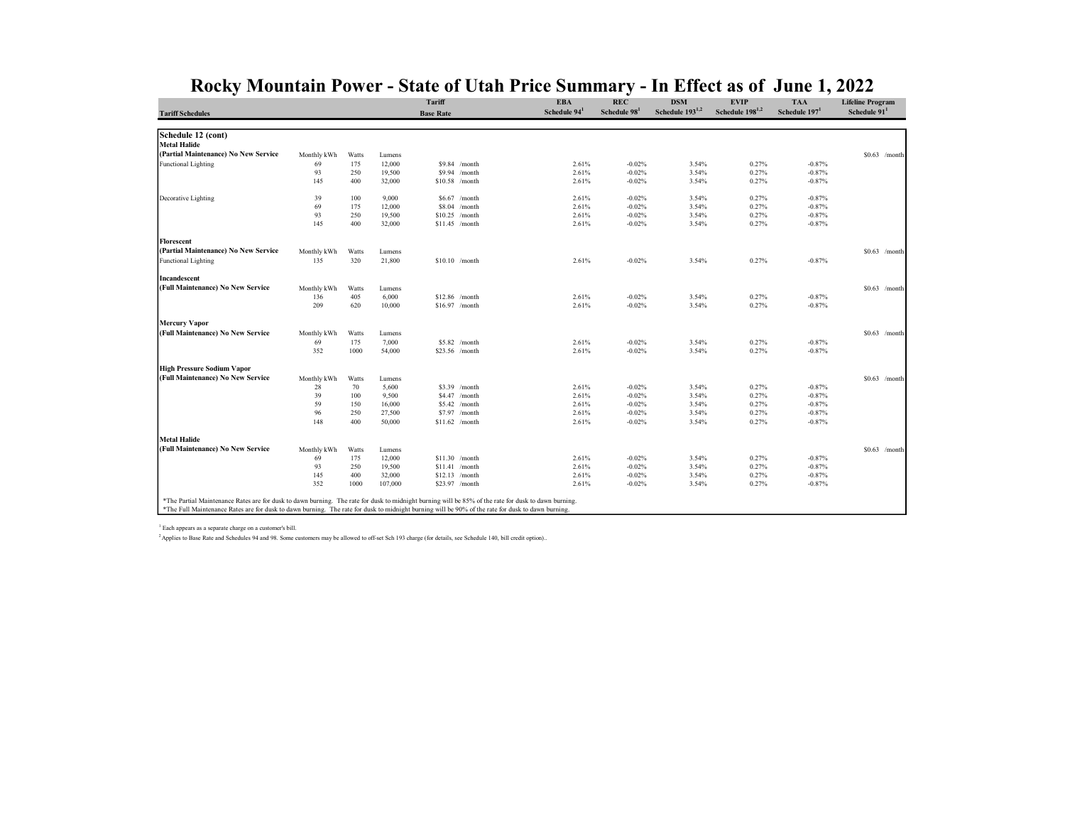# Rocky Mountain Power - State of Utah Price Summary - In Effect as of June 1, 2022

| Tariff Schedules | | | | Tariff Base Rate | EBA Schedule 94[1] | REC Schedule 98[1] | DSM Schedule 193[1,2] | EVIP Schedule 198[1,2] | TAA Schedule 197[1] | Lifeline Program Schedule 91[1] |
|---|---|---|---|---|---|---|---|---|---|---|
| **Schedule 12 (cont)** | | | | | | | | | | |
| **Metal Halide** | | | | | | | | | | |
| **(Partial Maintenance) No New Service** | Monthly kWh | Watts | Lumens | | | | | | | $0.63 /month |
| Functional Lighting | 69 | 175 | 12,000 | $9.84 /month | 2.61% | -0.02% | 3.54% | 0.27% | -0.87% | |
| | 93 | 250 | 19,500 | $9.94 /month | 2.61% | -0.02% | 3.54% | 0.27% | -0.87% | |
| | 145 | 400 | 32,000 | $10.58 /month | 2.61% | -0.02% | 3.54% | 0.27% | -0.87% | |
| Decorative Lighting | 39 | 100 | 9,000 | $6.67 /month | 2.61% | -0.02% | 3.54% | 0.27% | -0.87% | |
| | 69 | 175 | 12,000 | $8.04 /month | 2.61% | -0.02% | 3.54% | 0.27% | -0.87% | |
| | 93 | 250 | 19,500 | $10.25 /month | 2.61% | -0.02% | 3.54% | 0.27% | -0.87% | |
| | 145 | 400 | 32,000 | $11.45 /month | 2.61% | -0.02% | 3.54% | 0.27% | -0.87% | |
| **Florescent** | | | | | | | | | | |
| **(Partial Maintenance) No New Service** | Monthly kWh | Watts | Lumens | | | | | | | $0.63 /month |
| Functional Lighting | 135 | 320 | 21,800 | $10.10 /month | 2.61% | -0.02% | 3.54% | 0.27% | -0.87% | |
| **Incandescent** | | | | | | | | | | |
| **(Full Maintenance) No New Service** | Monthly kWh | Watts | Lumens | | | | | | | $0.63 /month |
| | 136 | 405 | 6,000 | $12.86 /month | 2.61% | -0.02% | 3.54% | 0.27% | -0.87% | |
| | 209 | 620 | 10,000 | $16.97 /month | 2.61% | -0.02% | 3.54% | 0.27% | -0.87% | |
| **Mercury Vapor** | | | | | | | | | | |
| **(Full Maintenance) No New Service** | Monthly kWh | Watts | Lumens | | | | | | | $0.63 /month |
| | 69 | 175 | 7,000 | $5.82 /month | 2.61% | -0.02% | 3.54% | 0.27% | -0.87% | |
| | 352 | 1000 | 54,000 | $23.56 /month | 2.61% | -0.02% | 3.54% | 0.27% | -0.87% | |
| **High Pressure Sodium Vapor** | | | | | | | | | | |
| **(Full Maintenance) No New Service** | Monthly kWh | Watts | Lumens | | | | | | | $0.63 /month |
| | 28 | 70 | 5,600 | $3.39 /month | 2.61% | -0.02% | 3.54% | 0.27% | -0.87% | |
| | 39 | 100 | 9,500 | $4.47 /month | 2.61% | -0.02% | 3.54% | 0.27% | -0.87% | |
| | 59 | 150 | 16,000 | $5.42 /month | 2.61% | -0.02% | 3.54% | 0.27% | -0.87% | |
| | 96 | 250 | 27,500 | $7.97 /month | 2.61% | -0.02% | 3.54% | 0.27% | -0.87% | |
| | 148 | 400 | 50,000 | $11.62 /month | 2.61% | -0.02% | 3.54% | 0.27% | -0.87% | |
| **Metal Halide** | | | | | | | | | | |
| **(Full Maintenance) No New Service** | Monthly kWh | Watts | Lumens | | | | | | | $0.63 /month |
| | 69 | 175 | 12,000 | $11.30 /month | 2.61% | -0.02% | 3.54% | 0.27% | -0.87% | |
| | 93 | 250 | 19,500 | $11.41 /month | 2.61% | -0.02% | 3.54% | 0.27% | -0.87% | |
| | 145 | 400 | 32,000 | $12.13 /month | 2.61% | -0.02% | 3.54% | 0.27% | -0.87% | |
| | 352 | 1000 | 107,000 | $23.97 /month | 2.61% | -0.02% | 3.54% | 0.27% | -0.87% | |

*The Partial Maintenance Rates are for dusk to dawn burning. The rate for dusk to midnight burning will be 85% of the rate for dusk to dawn burning.
*The Full Maintenance Rates are for dusk to dawn burning. The rate for dusk to midnight burning will be 90% of the rate for dusk to dawn burning.

[1] Each appears as a separate charge on a customer's bill.

[2] Applies to Base Rate and Schedules 94 and 98. Some customers may be allowed to off-set Sch 193 charge (for details, see Schedule 140, bill credit option)..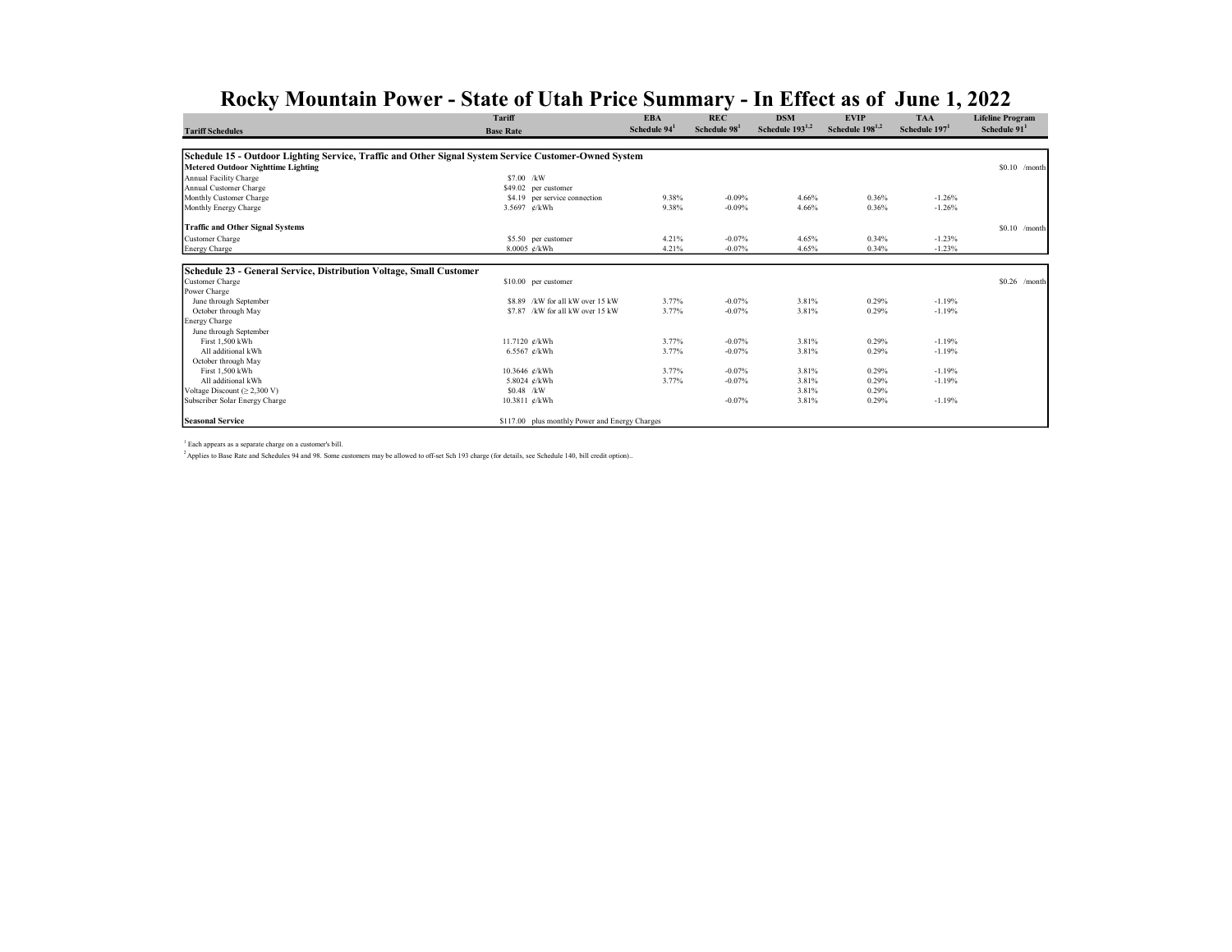# Rocky Mountain Power - State of Utah Price Summary - In Effect as of June 1, 2022

| Tariff Schedules | Tariff Base Rate | | EBA Schedule 94[1] | REC Schedule 98[1] | DSM Schedule 193[1,2] | EVIP Schedule 198[1,2] | TAA Schedule 197[1] | Lifeline Program Schedule 91[1] |
|---|---|---|---|---|---|---|---|---|
| **Schedule 15 - Outdoor Lighting Service, Traffic and Other Signal System Service Customer-Owned System** | | | | | | | | |
| **Metered Outdoor Nighttime Lighting** | | | | | | | | $0.10 /month |
| Annual Facility Charge | $7.00 | /kW | | | | | | |
| Annual Customer Charge | $49.02 | per customer | | | | | | |
| Monthly Customer Charge | $4.19 | per service connection | 9.38% | -0.09% | 4.66% | 0.36% | -1.26% | |
| Monthly Energy Charge | 3.5697 | ¢/kWh | 9.38% | -0.09% | 4.66% | 0.36% | -1.26% | |
| **Traffic and Other Signal Systems** | | | | | | | | $0.10 /month |
| Customer Charge | $5.50 | per customer | 4.21% | -0.07% | 4.65% | 0.34% | -1.23% | |
| Energy Charge | 8.0005 | ¢/kWh | 4.21% | -0.07% | 4.65% | 0.34% | -1.23% | |
| **Schedule 23 - General Service, Distribution Voltage, Small Customer** | | | | | | | | |
| Customer Charge | $10.00 | per customer | | | | | | $0.26 /month |
| Power Charge | | | | | | | | |
| June through September | $8.89 | /kW for all kW over 15 kW | 3.77% | -0.07% | 3.81% | 0.29% | -1.19% | |
| October through May | $7.87 | /kW for all kW over 15 kW | 3.77% | -0.07% | 3.81% | 0.29% | -1.19% | |
| Energy Charge | | | | | | | | |
| June through September | | | | | | | | |
| First 1,500 kWh | 11.7120 | ¢/kWh | 3.77% | -0.07% | 3.81% | 0.29% | -1.19% | |
| All additional kWh | 6.5567 | ¢/kWh | 3.77% | -0.07% | 3.81% | 0.29% | -1.19% | |
| October through May | | | | | | | | |
| First 1,500 kWh | 10.3646 | ¢/kWh | 3.77% | -0.07% | 3.81% | 0.29% | -1.19% | |
| All additional kWh | 5.8024 | ¢/kWh | 3.77% | -0.07% | 3.81% | 0.29% | -1.19% | |
| Voltage Discount (≥ 2,300 V) | $0.48 | /kW | | | 3.81% | 0.29% | | |
| Subscriber Solar Energy Charge | 10.3811 | ¢/kWh | | -0.07% | 3.81% | 0.29% | -1.19% | |
| **Seasonal Service** | $117.00 | plus monthly Power and Energy Charges | | | | | | |

[1] Each appears as a separate charge on a customer's bill.

[2] Applies to Base Rate and Schedules 94 and 98. Some customers may be allowed to off-set Sch 193 charge (for details, see Schedule 140, bill credit option)..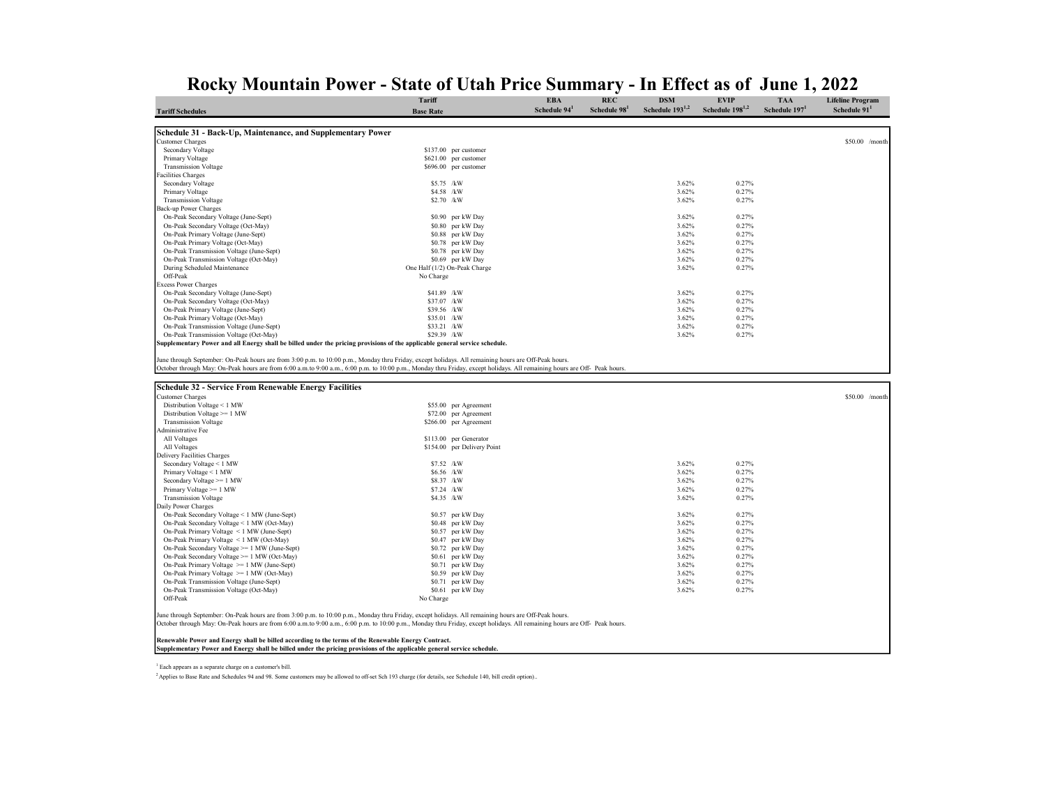# Rocky Mountain Power - State of Utah Price Summary - In Effect as of June 1, 2022

| Tariff Schedules | Tariff Base Rate | | EBA Schedule 94[1] | REC Schedule 98[1] | DSM Schedule 193[1,2] | EVIP Schedule 198[1,2] | TAA Schedule 197[1] | Lifeline Program Schedule 91[1] |
|---|---|---|---|---|---|---|---|---|
| **Schedule 31 - Back-Up, Maintenance, and Supplementary Power** | | | | | | | | |
| Customer Charges | | | | | | | | $50.00 /month |
| Secondary Voltage | $137.00 | per customer | | | | | | |
| Primary Voltage | $621.00 | per customer | | | | | | |
| Transmission Voltage | $696.00 | per customer | | | | | | |
| Facilities Charges | | | | | | | | |
| Secondary Voltage | $5.75 | /kW | | | 3.62% | 0.27% | | |
| Primary Voltage | $4.58 | /kW | | | 3.62% | 0.27% | | |
| Transmission Voltage | $2.70 | /kW | | | 3.62% | 0.27% | | |
| Back-up Power Charges | | | | | | | | |
| On-Peak Secondary Voltage (June-Sept) | $0.90 | per kW Day | | | 3.62% | 0.27% | | |
| On-Peak Secondary Voltage (Oct-May) | $0.80 | per kW Day | | | 3.62% | 0.27% | | |
| On-Peak Primary Voltage (June-Sept) | $0.88 | per kW Day | | | 3.62% | 0.27% | | |
| On-Peak Primary Voltage (Oct-May) | $0.78 | per kW Day | | | 3.62% | 0.27% | | |
| On-Peak Transmission Voltage (June-Sept) | $0.78 | per kW Day | | | 3.62% | 0.27% | | |
| On-Peak Transmission Voltage (Oct-May) | $0.69 | per kW Day | | | 3.62% | 0.27% | | |
| During Scheduled Maintenance | One Half (1/2) On-Peak Charge | | | | 3.62% | 0.27% | | |
| Off-Peak | No Charge | | | | | | | |
| Excess Power Charges | | | | | | | | |
| On-Peak Secondary Voltage (June-Sept) | $41.89 | /kW | | | 3.62% | 0.27% | | |
| On-Peak Secondary Voltage (Oct-May) | $37.07 | /kW | | | 3.62% | 0.27% | | |
| On-Peak Primary Voltage (June-Sept) | $39.56 | /kW | | | 3.62% | 0.27% | | |
| On-Peak Primary Voltage (Oct-May) | $35.01 | /kW | | | 3.62% | 0.27% | | |
| On-Peak Transmission Voltage (June-Sept) | $33.21 | /kW | | | 3.62% | 0.27% | | |
| On-Peak Transmission Voltage (Oct-May) | $29.39 | /kW | | | 3.62% | 0.27% | | |

**Supplementary Power and all Energy shall be billed under the pricing provisions of the applicable general service schedule.**

June through September: On-Peak hours are from 3:00 p.m. to 10:00 p.m., Monday thru Friday, except holidays. All remaining hours are Off-Peak hours.
October through May: On-Peak hours are from 6:00 a.m.to 9:00 a.m., 6:00 p.m. to 10:00 p.m., Monday thru Friday, except holidays. All remaining hours are Off- Peak hours.

| Tariff Schedules | Tariff Base Rate | | EBA Schedule 94[1] | REC Schedule 98[1] | DSM Schedule 193[1,2] | EVIP Schedule 198[1,2] | TAA Schedule 197[1] | Lifeline Program Schedule 91[1] |
|---|---|---|---|---|---|---|---|---|
| **Schedule 32 - Service From Renewable Energy Facilities** | | | | | | | | |
| Customer Charges | | | | | | | | $50.00 /month |
| Distribution Voltage < 1 MW | $55.00 | per Agreement | | | | | | |
| Distribution Voltage >= 1 MW | $72.00 | per Agreement | | | | | | |
| Transmission Voltage | $266.00 | per Agreement | | | | | | |
| Administrative Fee | | | | | | | | |
| All Voltages | $113.00 | per Generator | | | | | | |
| All Voltages | $154.00 | per Delivery Point | | | | | | |
| Delivery Facilities Charges | | | | | | | | |
| Secondary Voltage < 1 MW | $7.52 | /kW | | | 3.62% | 0.27% | | |
| Primary Voltage < 1 MW | $6.56 | /kW | | | 3.62% | 0.27% | | |
| Secondary Voltage >= 1 MW | $8.37 | /kW | | | 3.62% | 0.27% | | |
| Primary Voltage >= 1 MW | $7.24 | /kW | | | 3.62% | 0.27% | | |
| Transmission Voltage | $4.35 | /kW | | | 3.62% | 0.27% | | |
| Daily Power Charges | | | | | | | | |
| On-Peak Secondary Voltage < 1 MW (June-Sept) | $0.57 | per kW Day | | | 3.62% | 0.27% | | |
| On-Peak Secondary Voltage < 1 MW (Oct-May) | $0.48 | per kW Day | | | 3.62% | 0.27% | | |
| On-Peak Primary Voltage < 1 MW (June-Sept) | $0.57 | per kW Day | | | 3.62% | 0.27% | | |
| On-Peak Primary Voltage < 1 MW (Oct-May) | $0.47 | per kW Day | | | 3.62% | 0.27% | | |
| On-Peak Secondary Voltage >= 1 MW (June-Sept) | $0.72 | per kW Day | | | 3.62% | 0.27% | | |
| On-Peak Secondary Voltage >= 1 MW (Oct-May) | $0.61 | per kW Day | | | 3.62% | 0.27% | | |
| On-Peak Primary Voltage >= 1 MW (June-Sept) | $0.71 | per kW Day | | | 3.62% | 0.27% | | |
| On-Peak Primary Voltage >= 1 MW (Oct-May) | $0.59 | per kW Day | | | 3.62% | 0.27% | | |
| On-Peak Transmission Voltage (June-Sept) | $0.71 | per kW Day | | | 3.62% | 0.27% | | |
| On-Peak Transmission Voltage (Oct-May) | $0.61 | per kW Day | | | 3.62% | 0.27% | | |
| Off-Peak | No Charge | | | | | | | |

June through September: On-Peak hours are from 3:00 p.m. to 10:00 p.m., Monday thru Friday, except holidays. All remaining hours are Off-Peak hours.
October through May: On-Peak hours are from 6:00 a.m.to 9:00 a.m., 6:00 p.m. to 10:00 p.m., Monday thru Friday, except holidays. All remaining hours are Off- Peak hours.

**Renewable Power and Energy shall be billed according to the terms of the Renewable Energy Contract.**
**Supplementary Power and Energy shall be billed under the pricing provisions of the applicable general service schedule.**

[1] Each appears as a separate charge on a customer's bill.

[2] Applies to Base Rate and Schedules 94 and 98. Some customers may be allowed to off-set Sch 193 charge (for details, see Schedule 140, bill credit option)..